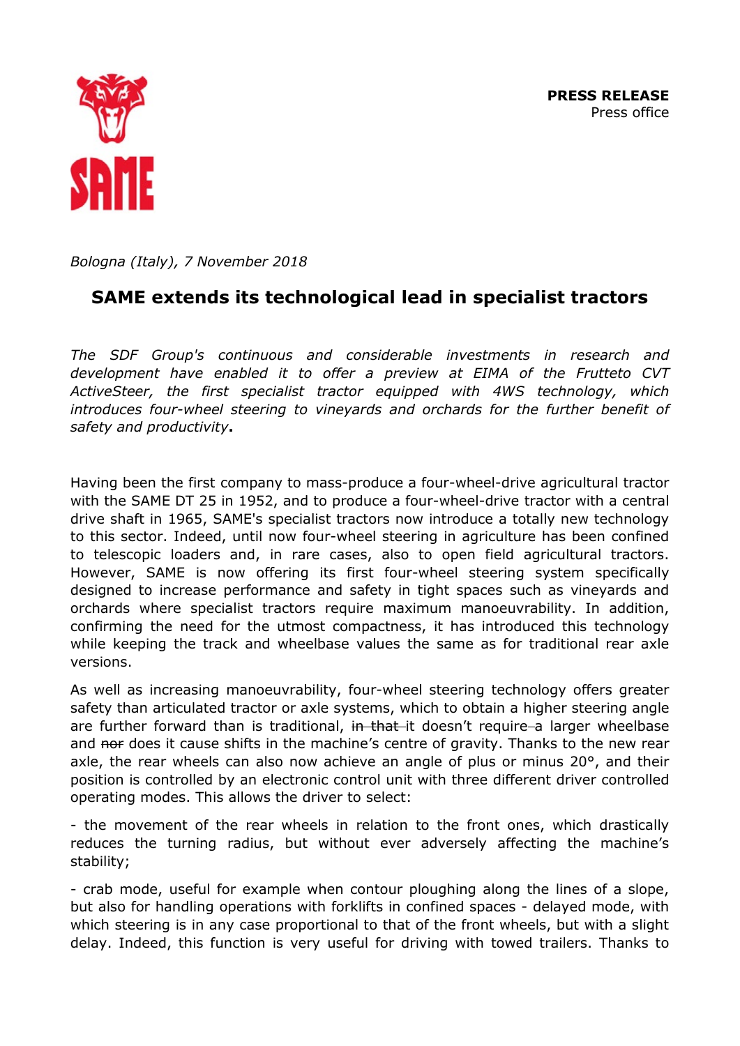**PRESS RELEASE**
Press office

*Bologna (Italy), 7 November 2018*

# SAME extends its technological lead in specialist tractors

*The SDF Group's continuous and considerable investments in research and development have enabled it to offer a preview at EIMA of the Frutteto CVT ActiveSteer, the first specialist tractor equipped with 4WS technology, which introduces four-wheel steering to vineyards and orchards for the further benefit of safety and productivity***.**

Having been the first company to mass-produce a four-wheel-drive agricultural tractor with the SAME DT 25 in 1952, and to produce a four-wheel-drive tractor with a central drive shaft in 1965, SAME's specialist tractors now introduce a totally new technology to this sector. Indeed, until now four-wheel steering in agriculture has been confined to telescopic loaders and, in rare cases, also to open field agricultural tractors. However, SAME is now offering its first four-wheel steering system specifically designed to increase performance and safety in tight spaces such as vineyards and orchards where specialist tractors require maximum manoeuvrability. In addition, confirming the need for the utmost compactness, it has introduced this technology while keeping the track and wheelbase values the same as for traditional rear axle versions.

As well as increasing manoeuvrability, four-wheel steering technology offers greater safety than articulated tractor or axle systems, which to obtain a higher steering angle are further forward than is traditional, ~~in that~~ it doesn't require a larger wheelbase and ~~nor~~ does it cause shifts in the machine's centre of gravity. Thanks to the new rear axle, the rear wheels can also now achieve an angle of plus or minus 20°, and their position is controlled by an electronic control unit with three different driver controlled operating modes. This allows the driver to select:

- the movement of the rear wheels in relation to the front ones, which drastically reduces the turning radius, but without ever adversely affecting the machine's stability;

- crab mode, useful for example when contour ploughing along the lines of a slope, but also for handling operations with forklifts in confined spaces - delayed mode, with which steering is in any case proportional to that of the front wheels, but with a slight delay. Indeed, this function is very useful for driving with towed trailers. Thanks to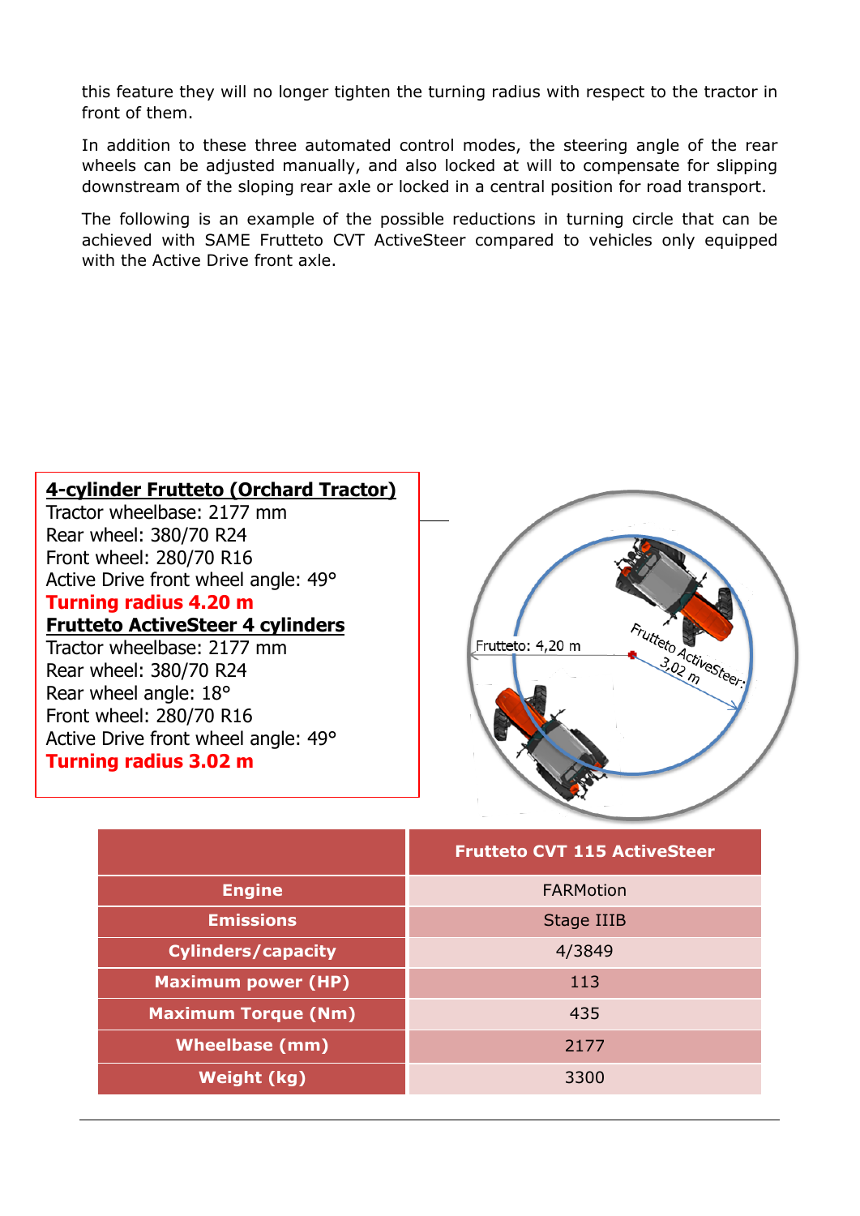this feature they will no longer tighten the turning radius with respect to the tractor in front of them.

In addition to these three automated control modes, the steering angle of the rear wheels can be adjusted manually, and also locked at will to compensate for slipping downstream of the sloping rear axle or locked in a central position for road transport.

The following is an example of the possible reductions in turning circle that can be achieved with SAME Frutteto CVT ActiveSteer compared to vehicles only equipped with the Active Drive front axle.

**4-cylinder Frutteto (Orchard Tractor)**
Tractor wheelbase: 2177 mm
Rear wheel: 380/70 R24
Front wheel: 280/70 R16
Active Drive front wheel angle: 49°
**Turning radius 4.20 m**

**Frutteto ActiveSteer 4 cylinders**
Tractor wheelbase: 2177 mm
Rear wheel: 380/70 R24
Rear wheel angle: 18°
Front wheel: 280/70 R16
Active Drive front wheel angle: 49°
**Turning radius 3.02 m**

Frutteto: 4,20 m

Frutteto ActiveSteer: 3,02 m

| | Frutteto CVT 115 ActiveSteer |
|---|---|
| Engine | FARMotion |
| Emissions | Stage IIIB |
| Cylinders/capacity | 4/3849 |
| Maximum power (HP) | 113 |
| Maximum Torque (Nm) | 435 |
| Wheelbase (mm) | 2177 |
| Weight (kg) | 3300 |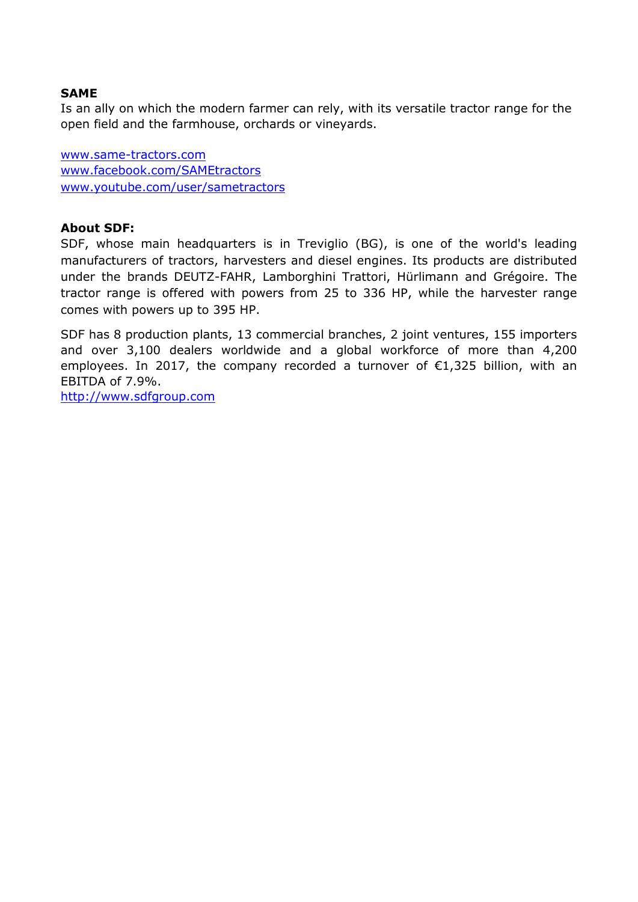**SAME**
Is an ally on which the modern farmer can rely, with its versatile tractor range for the open field and the farmhouse, orchards or vineyards.

www.same-tractors.com
www.facebook.com/SAMEtractors
www.youtube.com/user/sametractors

**About SDF:**
SDF, whose main headquarters is in Treviglio (BG), is one of the world's leading manufacturers of tractors, harvesters and diesel engines. Its products are distributed under the brands DEUTZ-FAHR, Lamborghini Trattori, Hürlimann and Grégoire. The tractor range is offered with powers from 25 to 336 HP, while the harvester range comes with powers up to 395 HP.

SDF has 8 production plants, 13 commercial branches, 2 joint ventures, 155 importers and over 3,100 dealers worldwide and a global workforce of more than 4,200 employees. In 2017, the company recorded a turnover of €1,325 billion, with an EBITDA of 7.9%.
http://www.sdfgroup.com